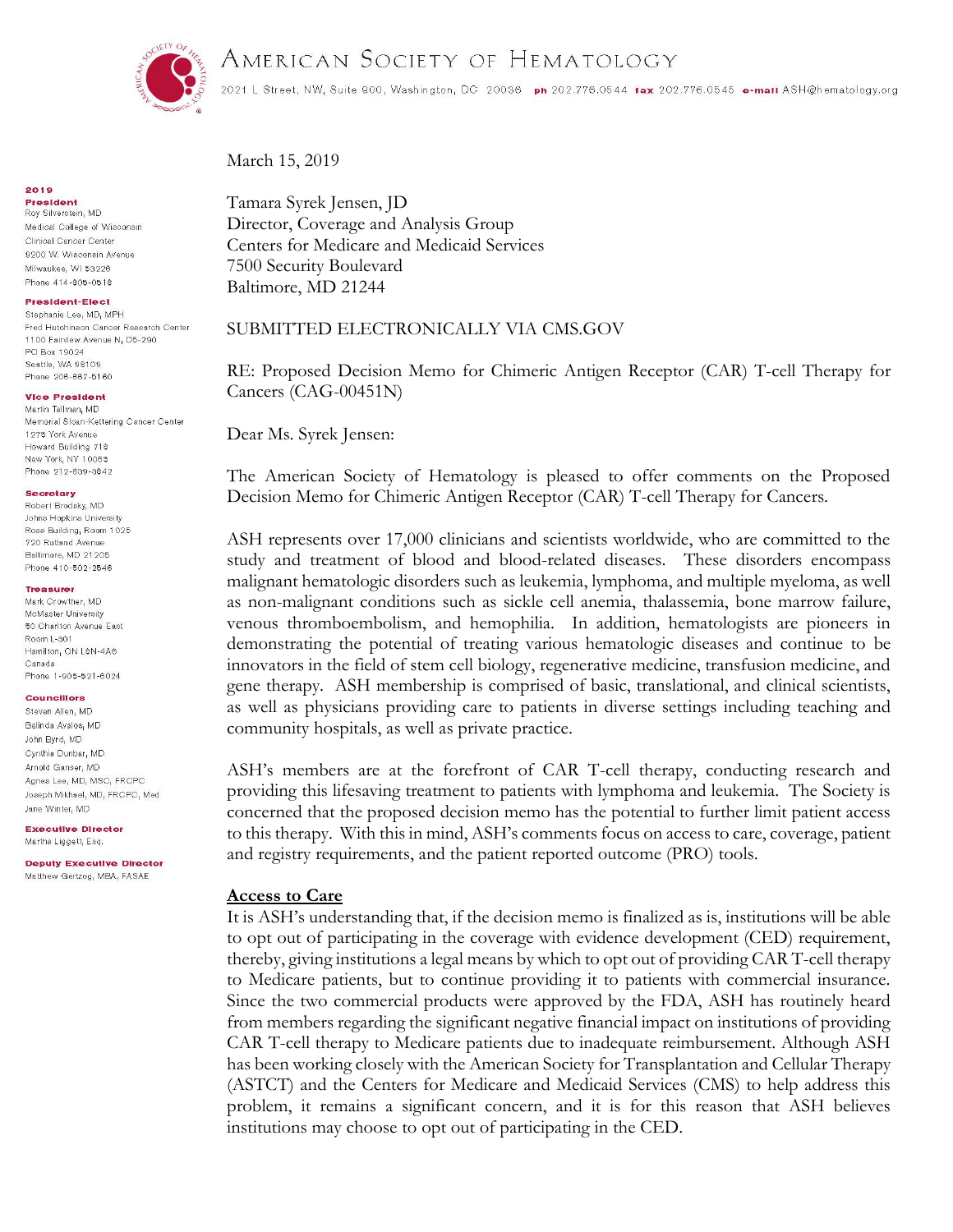# American Society of Hematology

2021 L Street, NW, Suite 900, Washington, DC 20036 **ph** 202.776.0544 **fax** 202.776.0545 **e-mail** ASH@hematology.org

**2019**

**President**
Roy Silverstein, MD
Medical College of Wisconsin
Clinical Cancer Center
9200 W. Wisconsin Avenue
Milwaukee, WI 53226
Phone 414-805-0518

**President-Elect**
Stephanie Lee, MD, MPH
Fred Hutchinson Cancer Research Center
1100 Fairview Avenue N, D5-290
PO Box 19024
Seattle, WA 98109
Phone 206-667-5160

**Vice President**
Martin Tallman, MD
Memorial Sloan-Kettering Cancer Center
1275 York Avenue
Howard Building 718
New York, NY 10065
Phone 212-639-3842

**Secretary**
Robert Brodsky, MD
Johns Hopkins University
Ross Building, Room 1025
720 Rutland Avenue
Baltimore, MD 21205
Phone 410-502-2546

**Treasurer**
Mark Crowther, MD
McMaster University
50 Charlton Avenue East
Room L-301
Hamilton, ON L8N-4A6
Canada
Phone 1-905-521-6024

**Councillors**
Steven Allen, MD
Belinda Avalos, MD
John Byrd, MD
Cynthia Dunbar, MD
Arnold Ganser, MD
Agnes Lee, MD, MSC, FRCPC
Joseph Mikhael, MD, FRCPC, Med
Jane Winter, MD

**Executive Director**
Martha Liggett, Esq.

**Deputy Executive Director**
Matthew Gertzog, MBA, FASAE

March 15, 2019

Tamara Syrek Jensen, JD
Director, Coverage and Analysis Group
Centers for Medicare and Medicaid Services
7500 Security Boulevard
Baltimore, MD 21244

SUBMITTED ELECTRONICALLY VIA CMS.GOV

RE: Proposed Decision Memo for Chimeric Antigen Receptor (CAR) T-cell Therapy for Cancers (CAG-00451N)

Dear Ms. Syrek Jensen:

The American Society of Hematology is pleased to offer comments on the Proposed Decision Memo for Chimeric Antigen Receptor (CAR) T-cell Therapy for Cancers.

ASH represents over 17,000 clinicians and scientists worldwide, who are committed to the study and treatment of blood and blood-related diseases. These disorders encompass malignant hematologic disorders such as leukemia, lymphoma, and multiple myeloma, as well as non-malignant conditions such as sickle cell anemia, thalassemia, bone marrow failure, venous thromboembolism, and hemophilia. In addition, hematologists are pioneers in demonstrating the potential of treating various hematologic diseases and continue to be innovators in the field of stem cell biology, regenerative medicine, transfusion medicine, and gene therapy. ASH membership is comprised of basic, translational, and clinical scientists, as well as physicians providing care to patients in diverse settings including teaching and community hospitals, as well as private practice.

ASH's members are at the forefront of CAR T-cell therapy, conducting research and providing this lifesaving treatment to patients with lymphoma and leukemia. The Society is concerned that the proposed decision memo has the potential to further limit patient access to this therapy. With this in mind, ASH's comments focus on access to care, coverage, patient and registry requirements, and the patient reported outcome (PRO) tools.

**<u>Access to Care</u>**

It is ASH's understanding that, if the decision memo is finalized as is, institutions will be able to opt out of participating in the coverage with evidence development (CED) requirement, thereby, giving institutions a legal means by which to opt out of providing CAR T-cell therapy to Medicare patients, but to continue providing it to patients with commercial insurance. Since the two commercial products were approved by the FDA, ASH has routinely heard from members regarding the significant negative financial impact on institutions of providing CAR T-cell therapy to Medicare patients due to inadequate reimbursement. Although ASH has been working closely with the American Society for Transplantation and Cellular Therapy (ASTCT) and the Centers for Medicare and Medicaid Services (CMS) to help address this problem, it remains a significant concern, and it is for this reason that ASH believes institutions may choose to opt out of participating in the CED.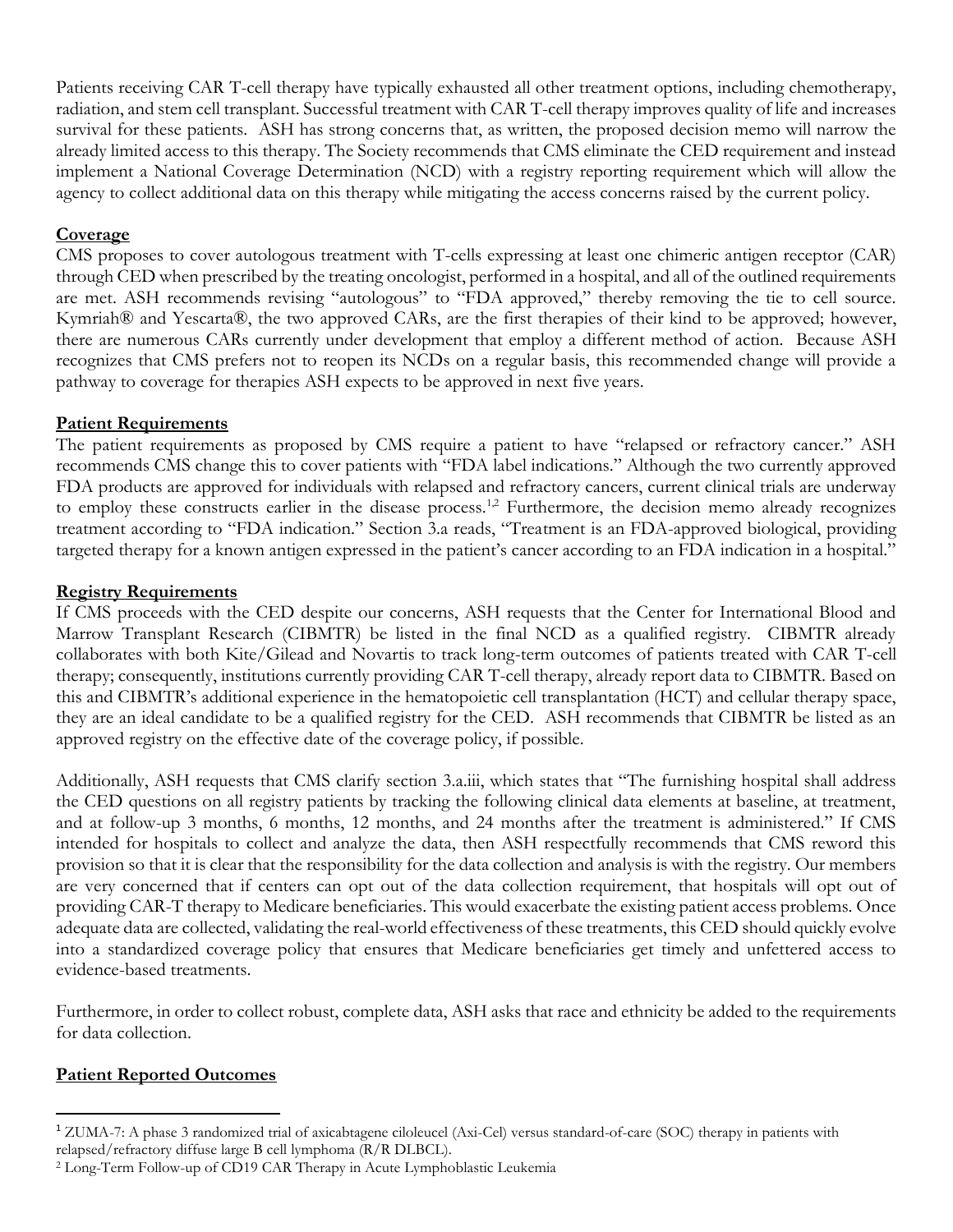Patients receiving CAR T-cell therapy have typically exhausted all other treatment options, including chemotherapy, radiation, and stem cell transplant. Successful treatment with CAR T-cell therapy improves quality of life and increases survival for these patients. ASH has strong concerns that, as written, the proposed decision memo will narrow the already limited access to this therapy. The Society recommends that CMS eliminate the CED requirement and instead implement a National Coverage Determination (NCD) with a registry reporting requirement which will allow the agency to collect additional data on this therapy while mitigating the access concerns raised by the current policy.

**Coverage**

CMS proposes to cover autologous treatment with T-cells expressing at least one chimeric antigen receptor (CAR) through CED when prescribed by the treating oncologist, performed in a hospital, and all of the outlined requirements are met. ASH recommends revising "autologous" to "FDA approved," thereby removing the tie to cell source. Kymriah® and Yescarta®, the two approved CARs, are the first therapies of their kind to be approved; however, there are numerous CARs currently under development that employ a different method of action. Because ASH recognizes that CMS prefers not to reopen its NCDs on a regular basis, this recommended change will provide a pathway to coverage for therapies ASH expects to be approved in next five years.

**Patient Requirements**

The patient requirements as proposed by CMS require a patient to have "relapsed or refractory cancer." ASH recommends CMS change this to cover patients with "FDA label indications." Although the two currently approved FDA products are approved for individuals with relapsed and refractory cancers, current clinical trials are underway to employ these constructs earlier in the disease process.[1,2] Furthermore, the decision memo already recognizes treatment according to "FDA indication." Section 3.a reads, "Treatment is an FDA-approved biological, providing targeted therapy for a known antigen expressed in the patient's cancer according to an FDA indication in a hospital."

**Registry Requirements**

If CMS proceeds with the CED despite our concerns, ASH requests that the Center for International Blood and Marrow Transplant Research (CIBMTR) be listed in the final NCD as a qualified registry. CIBMTR already collaborates with both Kite/Gilead and Novartis to track long-term outcomes of patients treated with CAR T-cell therapy; consequently, institutions currently providing CAR T-cell therapy, already report data to CIBMTR. Based on this and CIBMTR's additional experience in the hematopoietic cell transplantation (HCT) and cellular therapy space, they are an ideal candidate to be a qualified registry for the CED. ASH recommends that CIBMTR be listed as an approved registry on the effective date of the coverage policy, if possible.

Additionally, ASH requests that CMS clarify section 3.a.iii, which states that "The furnishing hospital shall address the CED questions on all registry patients by tracking the following clinical data elements at baseline, at treatment, and at follow-up 3 months, 6 months, 12 months, and 24 months after the treatment is administered." If CMS intended for hospitals to collect and analyze the data, then ASH respectfully recommends that CMS reword this provision so that it is clear that the responsibility for the data collection and analysis is with the registry. Our members are very concerned that if centers can opt out of the data collection requirement, that hospitals will opt out of providing CAR-T therapy to Medicare beneficiaries. This would exacerbate the existing patient access problems. Once adequate data are collected, validating the real-world effectiveness of these treatments, this CED should quickly evolve into a standardized coverage policy that ensures that Medicare beneficiaries get timely and unfettered access to evidence-based treatments.

Furthermore, in order to collect robust, complete data, ASH asks that race and ethnicity be added to the requirements for data collection.

**Patient Reported Outcomes**

---

[1] ZUMA-7: A phase 3 randomized trial of axicabtagene ciloleucel (Axi-Cel) versus standard-of-care (SOC) therapy in patients with relapsed/refractory diffuse large B cell lymphoma (R/R DLBCL).

[2] Long-Term Follow-up of CD19 CAR Therapy in Acute Lymphoblastic Leukemia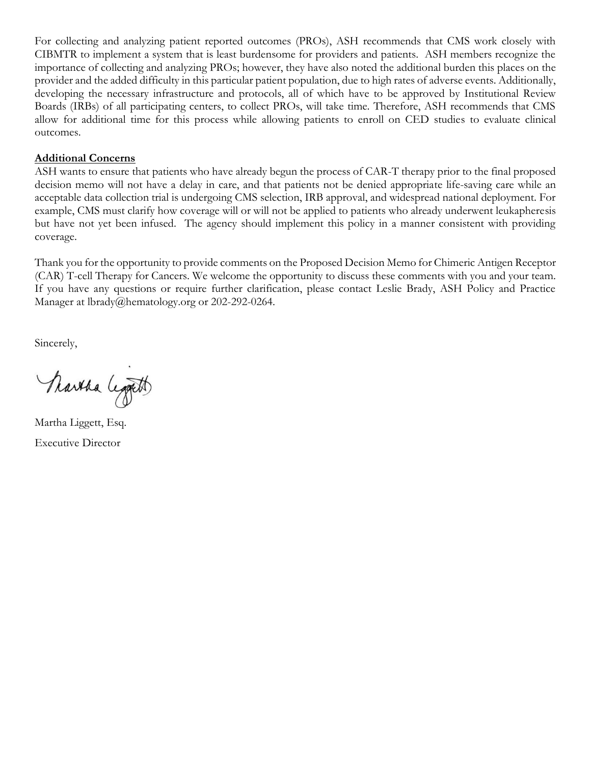For collecting and analyzing patient reported outcomes (PROs), ASH recommends that CMS work closely with CIBMTR to implement a system that is least burdensome for providers and patients. ASH members recognize the importance of collecting and analyzing PROs; however, they have also noted the additional burden this places on the provider and the added difficulty in this particular patient population, due to high rates of adverse events. Additionally, developing the necessary infrastructure and protocols, all of which have to be approved by Institutional Review Boards (IRBs) of all participating centers, to collect PROs, will take time. Therefore, ASH recommends that CMS allow for additional time for this process while allowing patients to enroll on CED studies to evaluate clinical outcomes.

**Additional Concerns**

ASH wants to ensure that patients who have already begun the process of CAR-T therapy prior to the final proposed decision memo will not have a delay in care, and that patients not be denied appropriate life-saving care while an acceptable data collection trial is undergoing CMS selection, IRB approval, and widespread national deployment. For example, CMS must clarify how coverage will or will not be applied to patients who already underwent leukapheresis but have not yet been infused. The agency should implement this policy in a manner consistent with providing coverage.

Thank you for the opportunity to provide comments on the Proposed Decision Memo for Chimeric Antigen Receptor (CAR) T-cell Therapy for Cancers. We welcome the opportunity to discuss these comments with you and your team. If you have any questions or require further clarification, please contact Leslie Brady, ASH Policy and Practice Manager at lbrady@hematology.org or 202-292-0264.

Sincerely,

Martha Liggett

Martha Liggett, Esq.

Executive Director